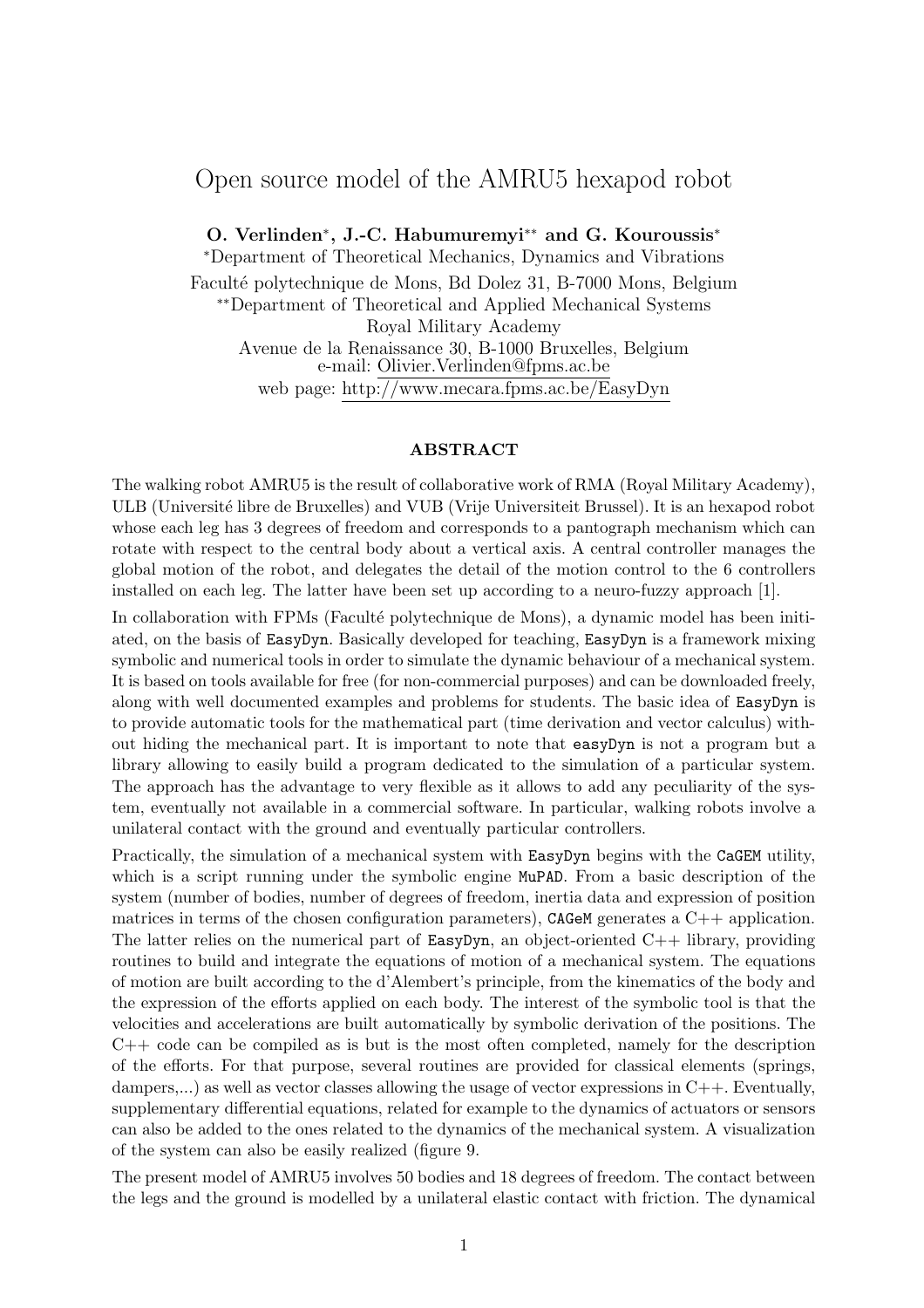# Open source model of the AMRU5 hexapod robot

**O. Verlinden\*, J.-C. Habumuremyi\*\* and G. Kouroussis\***

\*Department of Theoretical Mechanics, Dynamics and Vibrations
Faculté polytechnique de Mons, Bd Dolez 31, B-7000 Mons, Belgium
\*\*Department of Theoretical and Applied Mechanical Systems
Royal Military Academy
Avenue de la Renaissance 30, B-1000 Bruxelles, Belgium
e-mail: Olivier.Verlinden@fpms.ac.be
web page: http://www.mecara.fpms.ac.be/EasyDyn

## ABSTRACT

The walking robot AMRU5 is the result of collaborative work of RMA (Royal Military Academy), ULB (Université libre de Bruxelles) and VUB (Vrije Universiteit Brussel). It is an hexapod robot whose each leg has 3 degrees of freedom and corresponds to a pantograph mechanism which can rotate with respect to the central body about a vertical axis. A central controller manages the global motion of the robot, and delegates the detail of the motion control to the 6 controllers installed on each leg. The latter have been set up according to a neuro-fuzzy approach [1].

In collaboration with FPMs (Faculté polytechnique de Mons), a dynamic model has been initiated, on the basis of `EasyDyn`. Basically developed for teaching, `EasyDyn` is a framework mixing symbolic and numerical tools in order to simulate the dynamic behaviour of a mechanical system. It is based on tools available for free (for non-commercial purposes) and can be downloaded freely, along with well documented examples and problems for students. The basic idea of `EasyDyn` is to provide automatic tools for the mathematical part (time derivation and vector calculus) without hiding the mechanical part. It is important to note that `easyDyn` is not a program but a library allowing to easily build a program dedicated to the simulation of a particular system. The approach has the advantage to very flexible as it allows to add any peculiarity of the system, eventually not available in a commercial software. In particular, walking robots involve a unilateral contact with the ground and eventually particular controllers.

Practically, the simulation of a mechanical system with `EasyDyn` begins with the `CaGEM` utility, which is a script running under the symbolic engine `MuPAD`. From a basic description of the system (number of bodies, number of degrees of freedom, inertia data and expression of position matrices in terms of the chosen configuration parameters), `CAGeM` generates a C++ application. The latter relies on the numerical part of `EasyDyn`, an object-oriented C++ library, providing routines to build and integrate the equations of motion of a mechanical system. The equations of motion are built according to the d'Alembert's principle, from the kinematics of the body and the expression of the efforts applied on each body. The interest of the symbolic tool is that the velocities and accelerations are built automatically by symbolic derivation of the positions. The C++ code can be compiled as is but is the most often completed, namely for the description of the efforts. For that purpose, several routines are provided for classical elements (springs, dampers,...) as well as vector classes allowing the usage of vector expressions in C++. Eventually, supplementary differential equations, related for example to the dynamics of actuators or sensors can also be added to the ones related to the dynamics of the mechanical system. A visualization of the system can also be easily realized (figure 9.

The present model of AMRU5 involves 50 bodies and 18 degrees of freedom. The contact between the legs and the ground is modelled by a unilateral elastic contact with friction. The dynamical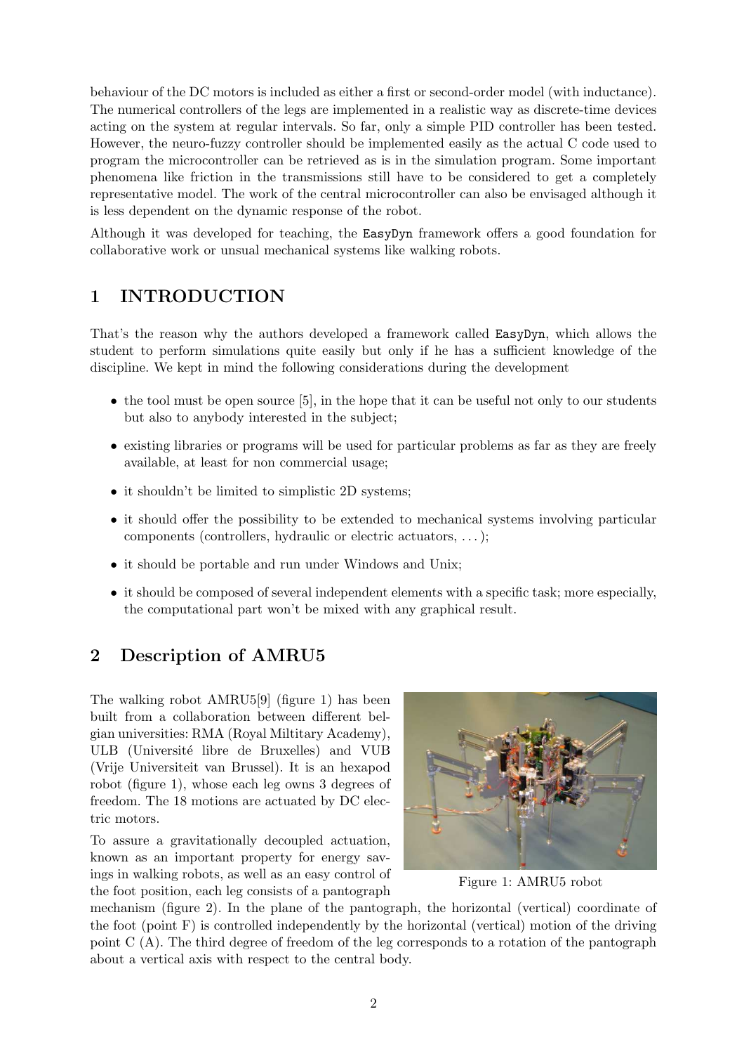behaviour of the DC motors is included as either a first or second-order model (with inductance). The numerical controllers of the legs are implemented in a realistic way as discrete-time devices acting on the system at regular intervals. So far, only a simple PID controller has been tested. However, the neuro-fuzzy controller should be implemented easily as the actual C code used to program the microcontroller can be retrieved as is in the simulation program. Some important phenomena like friction in the transmissions still have to be considered to get a completely representative model. The work of the central microcontroller can also be envisaged although it is less dependent on the dynamic response of the robot.

Although it was developed for teaching, the EasyDyn framework offers a good foundation for collaborative work or unusual mechanical systems like walking robots.

## 1 INTRODUCTION

That's the reason why the authors developed a framework called EasyDyn, which allows the student to perform simulations quite easily but only if he has a sufficient knowledge of the discipline. We kept in mind the following considerations during the development

- the tool must be open source [5], in the hope that it can be useful not only to our students but also to anybody interested in the subject;
- existing libraries or programs will be used for particular problems as far as they are freely available, at least for non commercial usage;
- it shouldn't be limited to simplistic 2D systems;
- it should offer the possibility to be extended to mechanical systems involving particular components (controllers, hydraulic or electric actuators, ...);
- it should be portable and run under Windows and Unix;
- it should be composed of several independent elements with a specific task; more especially, the computational part won't be mixed with any graphical result.

## 2 Description of AMRU5

The walking robot AMRU5[9] (figure 1) has been built from a collaboration between different belgian universities: RMA (Royal Miltitary Academy), ULB (Université libre de Bruxelles) and VUB (Vrije Universiteit van Brussel). It is an hexapod robot (figure 1), whose each leg owns 3 degrees of freedom. The 18 motions are actuated by DC electric motors.

Figure 1: AMRU5 robot

To assure a gravitationally decoupled actuation, known as an important property for energy savings in walking robots, as well as an easy control of the foot position, each leg consists of a pantograph mechanism (figure 2). In the plane of the pantograph, the horizontal (vertical) coordinate of the foot (point F) is controlled independently by the horizontal (vertical) motion of the driving point C (A). The third degree of freedom of the leg corresponds to a rotation of the pantograph about a vertical axis with respect to the central body.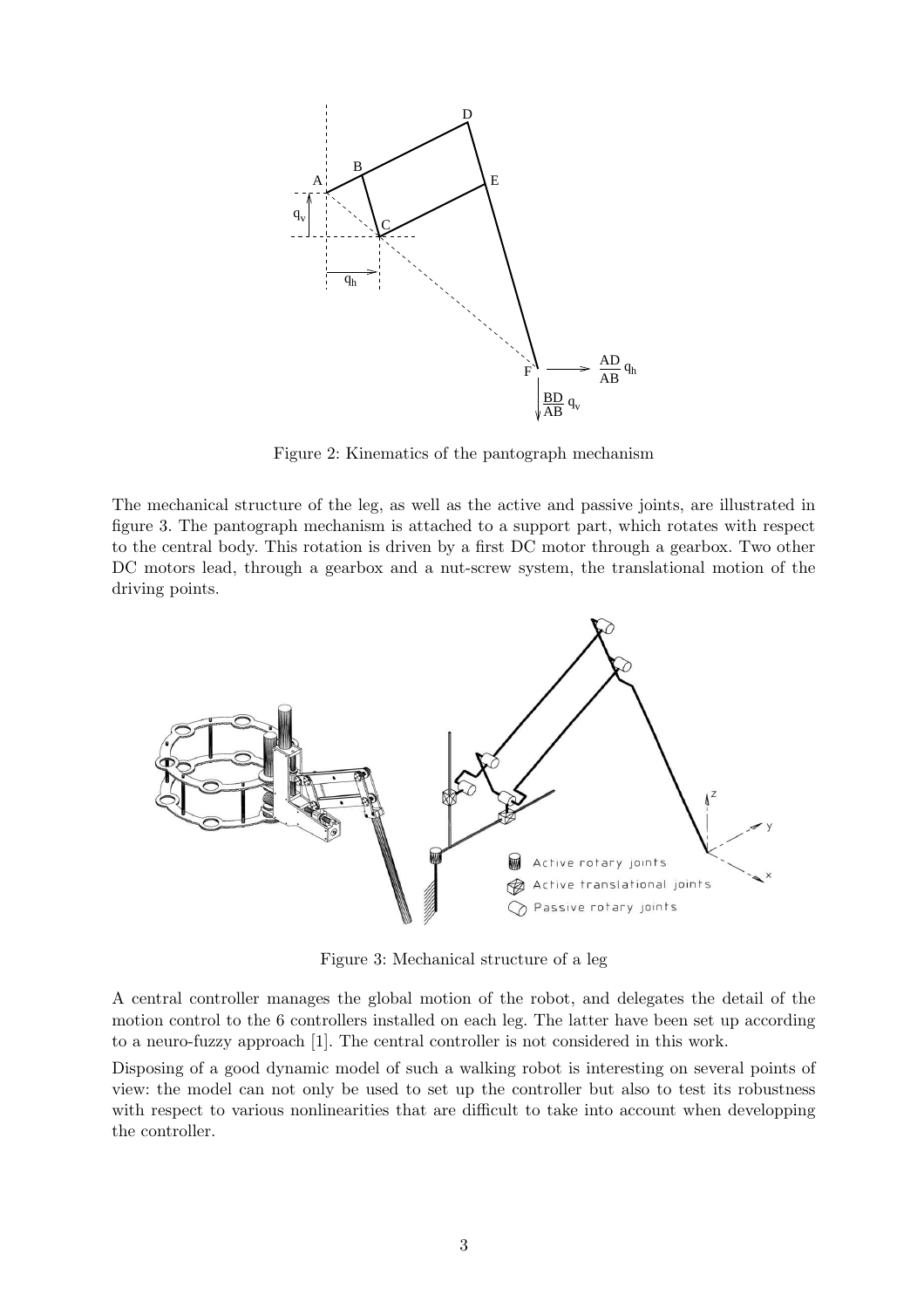Figure 2: Kinematics of the pantograph mechanism

The mechanical structure of the leg, as well as the active and passive joints, are illustrated in figure 3. The pantograph mechanism is attached to a support part, which rotates with respect to the central body. This rotation is driven by a first DC motor through a gearbox. Two other DC motors lead, through a gearbox and a nut-screw system, the translational motion of the driving points.

Figure 3: Mechanical structure of a leg

A central controller manages the global motion of the robot, and delegates the detail of the motion control to the 6 controllers installed on each leg. The latter have been set up according to a neuro-fuzzy approach [1]. The central controller is not considered in this work.

Disposing of a good dynamic model of such a walking robot is interesting on several points of view: the model can not only be used to set up the controller but also to test its robustness with respect to various nonlinearities that are difficult to take into account when developping the controller.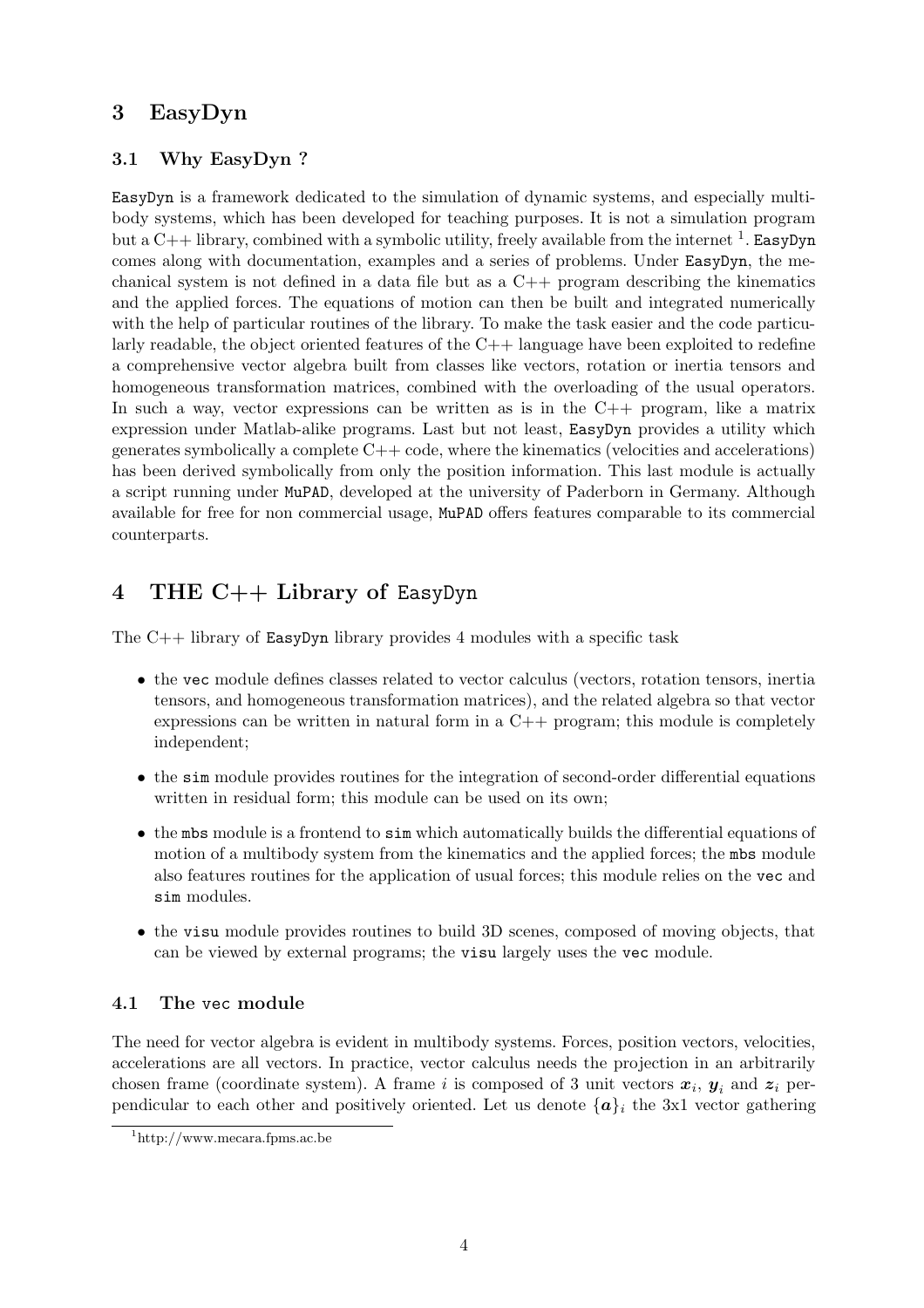## 3 EasyDyn

### 3.1 Why EasyDyn ?

EasyDyn is a framework dedicated to the simulation of dynamic systems, and especially multibody systems, which has been developed for teaching purposes. It is not a simulation program but a C++ library, combined with a symbolic utility, freely available from the internet [1]. EasyDyn comes along with documentation, examples and a series of problems. Under EasyDyn, the mechanical system is not defined in a data file but as a C++ program describing the kinematics and the applied forces. The equations of motion can then be built and integrated numerically with the help of particular routines of the library. To make the task easier and the code particularly readable, the object oriented features of the C++ language have been exploited to redefine a comprehensive vector algebra built from classes like vectors, rotation or inertia tensors and homogeneous transformation matrices, combined with the overloading of the usual operators. In such a way, vector expressions can be written as is in the C++ program, like a matrix expression under Matlab-alike programs. Last but not least, EasyDyn provides a utility which generates symbolically a complete C++ code, where the kinematics (velocities and accelerations) has been derived symbolically from only the position information. This last module is actually a script running under MuPAD, developed at the university of Paderborn in Germany. Although available for free for non commercial usage, MuPAD offers features comparable to its commercial counterparts.

## 4 THE C++ Library of EasyDyn

The C++ library of EasyDyn library provides 4 modules with a specific task

- the vec module defines classes related to vector calculus (vectors, rotation tensors, inertia tensors, and homogeneous transformation matrices), and the related algebra so that vector expressions can be written in natural form in a C++ program; this module is completely independent;
- the sim module provides routines for the integration of second-order differential equations written in residual form; this module can be used on its own;
- the mbs module is a frontend to sim which automatically builds the differential equations of motion of a multibody system from the kinematics and the applied forces; the mbs module also features routines for the application of usual forces; this module relies on the vec and sim modules.
- the visu module provides routines to build 3D scenes, composed of moving objects, that can be viewed by external programs; the visu largely uses the vec module.

### 4.1 The vec module

The need for vector algebra is evident in multibody systems. Forces, position vectors, velocities, accelerations are all vectors. In practice, vector calculus needs the projection in an arbitrarily chosen frame (coordinate system). A frame $i$ is composed of 3 unit vectors $\boldsymbol{x}_i$, $\boldsymbol{y}_i$ and $\boldsymbol{z}_i$ perpendicular to each other and positively oriented. Let us denote $\{\boldsymbol{a}\}_i$ the 3x1 vector gathering

[1] http://www.mecara.fpms.ac.be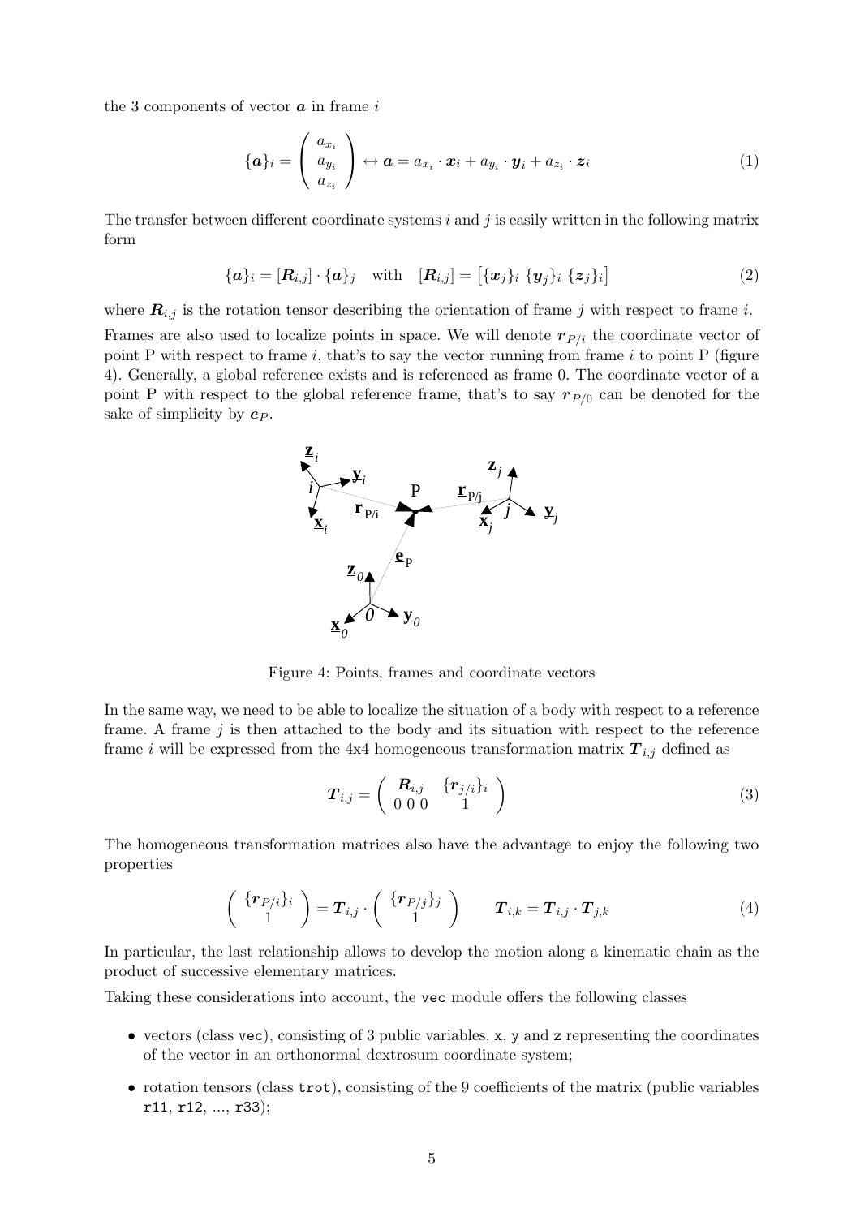the 3 components of vector $\boldsymbol{a}$ in frame $i$

$$\{\boldsymbol{a}\}_i = \begin{pmatrix} a_{x_i} \\ a_{y_i} \\ a_{z_i} \end{pmatrix} \leftrightarrow \boldsymbol{a} = a_{x_i} \cdot \boldsymbol{x}_i + a_{y_i} \cdot \boldsymbol{y}_i + a_{z_i} \cdot \boldsymbol{z}_i \tag{1}$$

The transfer between different coordinate systems $i$ and $j$ is easily written in the following matrix form

$$\{\boldsymbol{a}\}_i = [\boldsymbol{R}_{i,j}] \cdot \{\boldsymbol{a}\}_j \quad \text{with} \quad [\boldsymbol{R}_{i,j}] = \left[\{\boldsymbol{x}_j\}_i \; \{\boldsymbol{y}_j\}_i \; \{\boldsymbol{z}_j\}_i\right] \tag{2}$$

where $\boldsymbol{R}_{i,j}$ is the rotation tensor describing the orientation of frame $j$ with respect to frame $i$.

Frames are also used to localize points in space. We will denote $\boldsymbol{r}_{P/i}$ the coordinate vector of point P with respect to frame $i$, that's to say the vector running from frame $i$ to point P (figure 4). Generally, a global reference exists and is referenced as frame 0. The coordinate vector of a point P with respect to the global reference frame, that's to say $\boldsymbol{r}_{P/0}$ can be denoted for the sake of simplicity by $\boldsymbol{e}_P$.

Figure 4: Points, frames and coordinate vectors

In the same way, we need to be able to localize the situation of a body with respect to a reference frame. A frame $j$ is then attached to the body and its situation with respect to the reference frame $i$ will be expressed from the 4x4 homogeneous transformation matrix $\boldsymbol{T}_{i,j}$ defined as

$$\boldsymbol{T}_{i,j} = \begin{pmatrix} \boldsymbol{R}_{i,j} & \{\boldsymbol{r}_{j/i}\}_i \\ 0 \; 0 \; 0 & 1 \end{pmatrix} \tag{3}$$

The homogeneous transformation matrices also have the advantage to enjoy the following two properties

$$\begin{pmatrix} \{\boldsymbol{r}_{P/i}\}_i \\ 1 \end{pmatrix} = \boldsymbol{T}_{i,j} \cdot \begin{pmatrix} \{\boldsymbol{r}_{P/j}\}_j \\ 1 \end{pmatrix} \qquad \boldsymbol{T}_{i,k} = \boldsymbol{T}_{i,j} \cdot \boldsymbol{T}_{j,k} \tag{4}$$

In particular, the last relationship allows to develop the motion along a kinematic chain as the product of successive elementary matrices.

Taking these considerations into account, the `vec` module offers the following classes

- vectors (class `vec`), consisting of 3 public variables, `x`, `y` and `z` representing the coordinates of the vector in an orthonormal dextrosum coordinate system;
- rotation tensors (class `trot`), consisting of the 9 coefficients of the matrix (public variables `r11`, `r12`, ..., `r33`);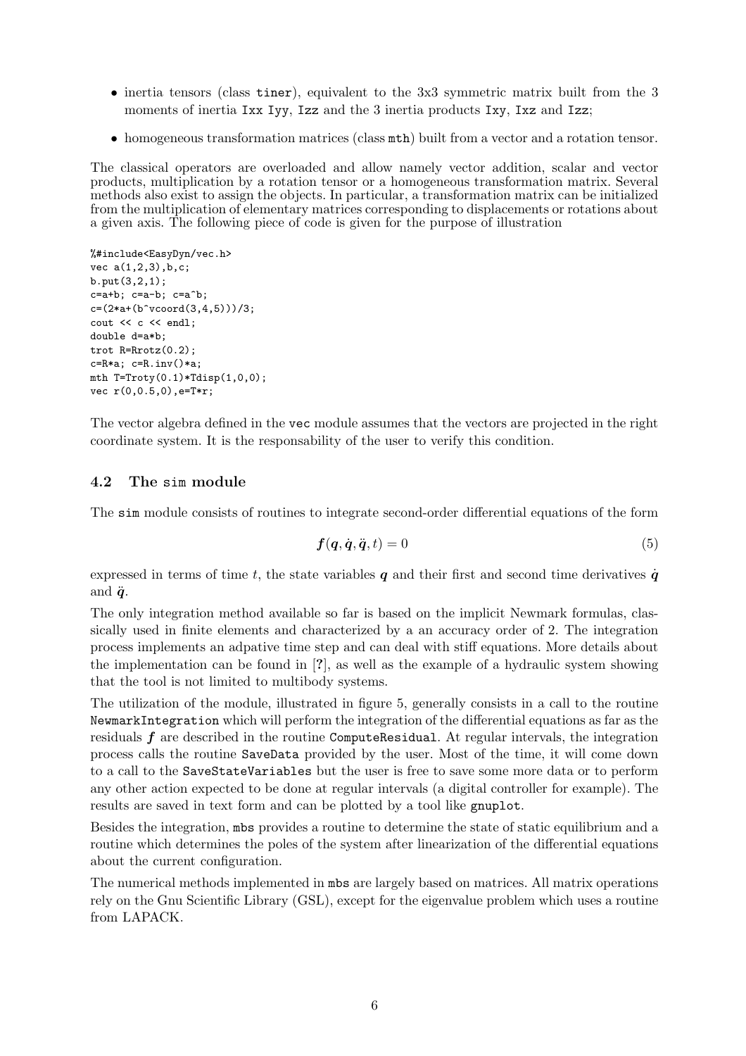- inertia tensors (class `tiner`), equivalent to the 3x3 symmetric matrix built from the 3 moments of inertia `Ixx` `Iyy`, `Izz` and the 3 inertia products `Ixy`, `Ixz` and `Izz`;
- homogeneous transformation matrices (class `mth`) built from a vector and a rotation tensor.

The classical operators are overloaded and allow namely vector addition, scalar and vector products, multiplication by a rotation tensor or a homogeneous transformation matrix. Several methods also exist to assign the objects. In particular, a transformation matrix can be initialized from the multiplication of elementary matrices corresponding to displacements or rotations about a given axis. The following piece of code is given for the purpose of illustration

```
%#include<EasyDyn/vec.h>
vec a(1,2,3),b,c;
b.put(3,2,1);
c=a+b; c=a-b; c=a^b;
c=(2*a+(b^vcoord(3,4,5)))/3;
cout << c << endl;
double d=a*b;
trot R=Rrotz(0.2);
c=R*a; c=R.inv()*a;
mth T=Troty(0.1)*Tdisp(1,0,0);
vec r(0,0.5,0),e=T*r;
```

The vector algebra defined in the `vec` module assumes that the vectors are projected in the right coordinate system. It is the responsability of the user to verify this condition.

### 4.2 The sim module

The `sim` module consists of routines to integrate second-order differential equations of the form

$$\boldsymbol{f}(\boldsymbol{q}, \dot{\boldsymbol{q}}, \ddot{\boldsymbol{q}}, t) = 0 \tag{5}$$

expressed in terms of time $t$, the state variables $\boldsymbol{q}$ and their first and second time derivatives $\dot{\boldsymbol{q}}$ and $\ddot{\boldsymbol{q}}$.

The only integration method available so far is based on the implicit Newmark formulas, classically used in finite elements and characterized by a an accuracy order of 2. The integration process implements an adpative time step and can deal with stiff equations. More details about the implementation can be found in [?], as well as the example of a hydraulic system showing that the tool is not limited to multibody systems.

The utilization of the module, illustrated in figure 5, generally consists in a call to the routine `NewmarkIntegration` which will perform the integration of the differential equations as far as the residuals $\boldsymbol{f}$ are described in the routine `ComputeResidual`. At regular intervals, the integration process calls the routine `SaveData` provided by the user. Most of the time, it will come down to a call to the `SaveStateVariables` but the user is free to save some more data or to perform any other action expected to be done at regular intervals (a digital controller for example). The results are saved in text form and can be plotted by a tool like `gnuplot`.

Besides the integration, `mbs` provides a routine to determine the state of static equilibrium and a routine which determines the poles of the system after linearization of the differential equations about the current configuration.

The numerical methods implemented in `mbs` are largely based on matrices. All matrix operations rely on the Gnu Scientific Library (GSL), except for the eigenvalue problem which uses a routine from LAPACK.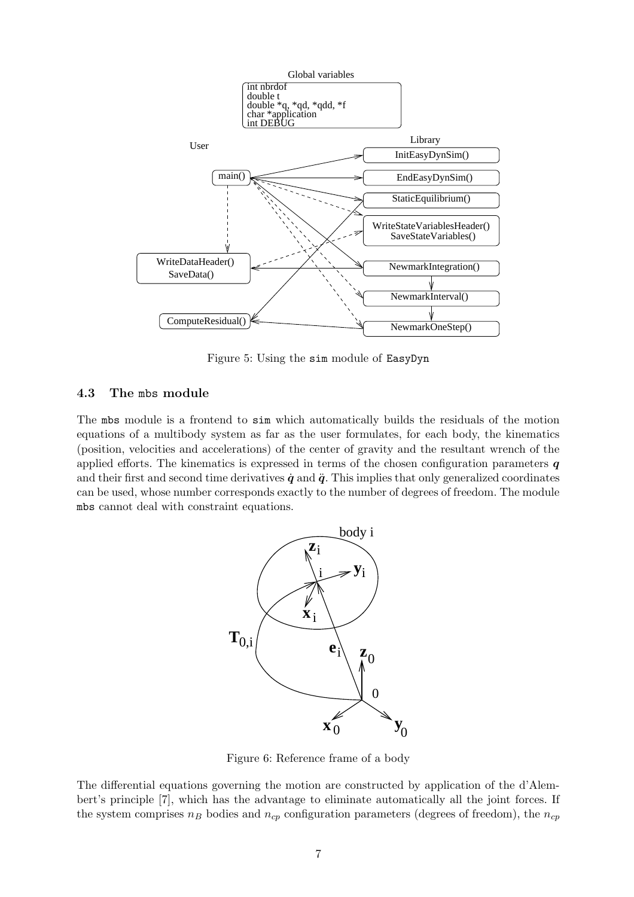Figure 5: Using the `sim` module of `EasyDyn`

### 4.3 The `mbs` module

The `mbs` module is a frontend to `sim` which automatically builds the residuals of the motion equations of a multibody system as far as the user formulates, for each body, the kinematics (position, velocities and accelerations) of the center of gravity and the resultant wrench of the applied efforts. The kinematics is expressed in terms of the chosen configuration parameters $\boldsymbol{q}$ and their first and second time derivatives $\dot{\boldsymbol{q}}$ and $\ddot{\boldsymbol{q}}$. This implies that only generalized coordinates can be used, whose number corresponds exactly to the number of degrees of freedom. The module `mbs` cannot deal with constraint equations.

Figure 6: Reference frame of a body

The differential equations governing the motion are constructed by application of the d'Alembert's principle [7], which has the advantage to eliminate automatically all the joint forces. If the system comprises $n_B$ bodies and $n_{cp}$ configuration parameters (degrees of freedom), the $n_{cp}$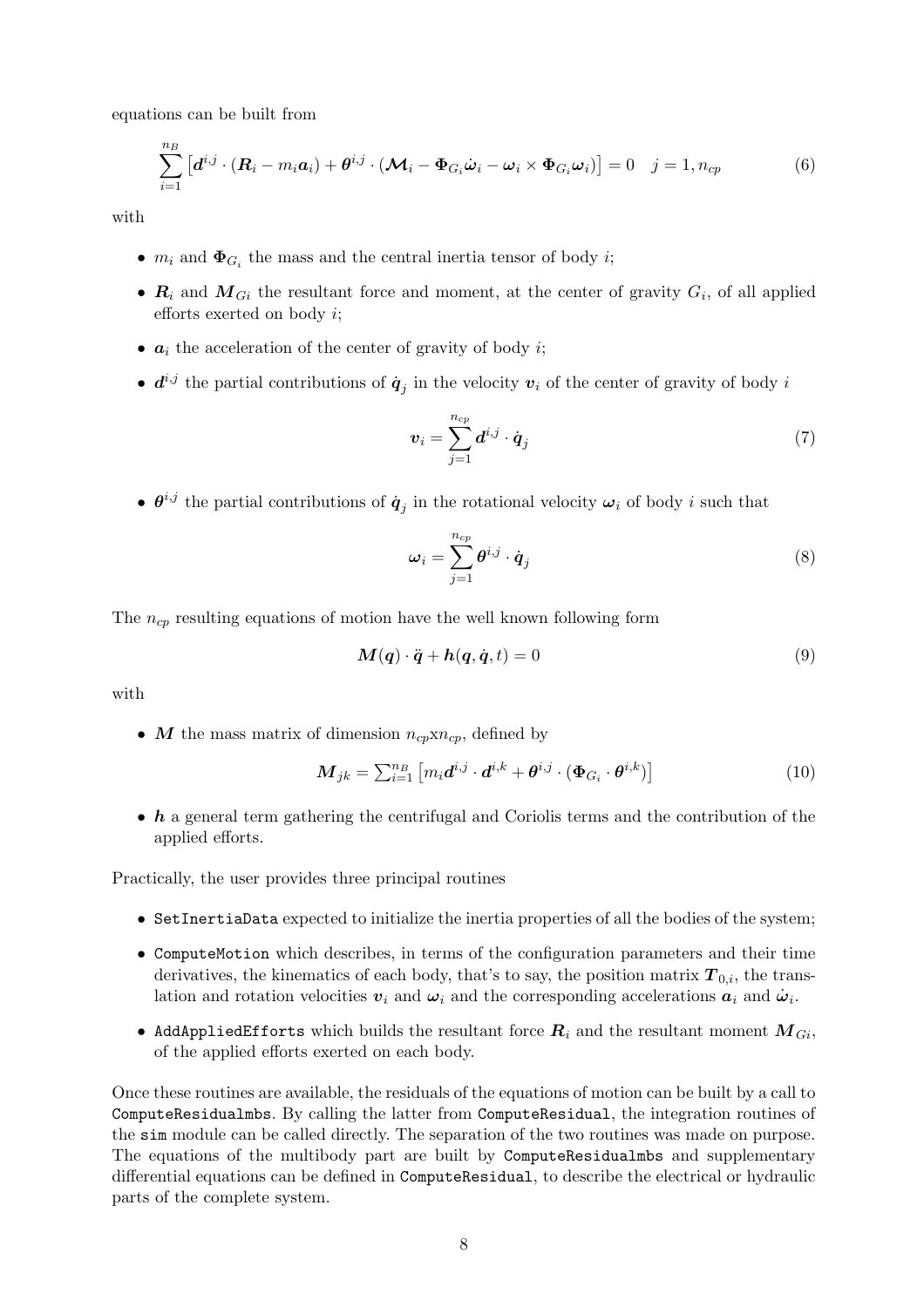equations can be built from

$$\sum_{i=1}^{n_B} \left[ \boldsymbol{d}^{i,j} \cdot (\boldsymbol{R}_i - m_i \boldsymbol{a}_i) + \boldsymbol{\theta}^{i,j} \cdot (\boldsymbol{\mathcal{M}}_i - \boldsymbol{\Phi}_{G_i} \dot{\boldsymbol{\omega}}_i - \boldsymbol{\omega}_i \times \boldsymbol{\Phi}_{G_i} \boldsymbol{\omega}_i) \right] = 0 \quad j = 1, n_{cp} \tag{6}$$

with

- $m_i$ and $\boldsymbol{\Phi}_{G_i}$ the mass and the central inertia tensor of body $i$;
- $\boldsymbol{R}_i$ and $\boldsymbol{M}_{Gi}$ the resultant force and moment, at the center of gravity $G_i$, of all applied efforts exerted on body $i$;
- $\boldsymbol{a}_i$ the acceleration of the center of gravity of body $i$;
- $\boldsymbol{d}^{i,j}$ the partial contributions of $\dot{\boldsymbol{q}}_j$ in the velocity $\boldsymbol{v}_i$ of the center of gravity of body $i$

$$\boldsymbol{v}_i = \sum_{j=1}^{n_{cp}} \boldsymbol{d}^{i,j} \cdot \dot{\boldsymbol{q}}_j \tag{7}$$

- $\boldsymbol{\theta}^{i,j}$ the partial contributions of $\dot{\boldsymbol{q}}_j$ in the rotational velocity $\boldsymbol{\omega}_i$ of body $i$ such that

$$\boldsymbol{\omega}_i = \sum_{j=1}^{n_{cp}} \boldsymbol{\theta}^{i,j} \cdot \dot{\boldsymbol{q}}_j \tag{8}$$

The $n_{cp}$ resulting equations of motion have the well known following form

$$\boldsymbol{M}(\boldsymbol{q}) \cdot \ddot{\boldsymbol{q}} + \boldsymbol{h}(\boldsymbol{q}, \dot{\boldsymbol{q}}, t) = 0 \tag{9}$$

with

- $\boldsymbol{M}$ the mass matrix of dimension $n_{cp}$x$n_{cp}$, defined by

$$\boldsymbol{M}_{jk} = \textstyle\sum_{i=1}^{n_B} \left[ m_i \boldsymbol{d}^{i,j} \cdot \boldsymbol{d}^{i,k} + \boldsymbol{\theta}^{i,j} \cdot (\boldsymbol{\Phi}_{G_i} \cdot \boldsymbol{\theta}^{i,k}) \right] \tag{10}$$

- $\boldsymbol{h}$ a general term gathering the centrifugal and Coriolis terms and the contribution of the applied efforts.

Practically, the user provides three principal routines

- `SetInertiaData` expected to initialize the inertia properties of all the bodies of the system;
- `ComputeMotion` which describes, in terms of the configuration parameters and their time derivatives, the kinematics of each body, that's to say, the position matrix $\boldsymbol{T}_{0,i}$, the translation and rotation velocities $\boldsymbol{v}_i$ and $\boldsymbol{\omega}_i$ and the corresponding accelerations $\boldsymbol{a}_i$ and $\dot{\boldsymbol{\omega}}_i$.
- `AddAppliedEfforts` which builds the resultant force $\boldsymbol{R}_i$ and the resultant moment $\boldsymbol{M}_{Gi}$, of the applied efforts exerted on each body.

Once these routines are available, the residuals of the equations of motion can be built by a call to `ComputeResidualmbs`. By calling the latter from `ComputeResidual`, the integration routines of the `sim` module can be called directly. The separation of the two routines was made on purpose. The equations of the multibody part are built by `ComputeResidualmbs` and supplementary differential equations can be defined in `ComputeResidual`, to describe the electrical or hydraulic parts of the complete system.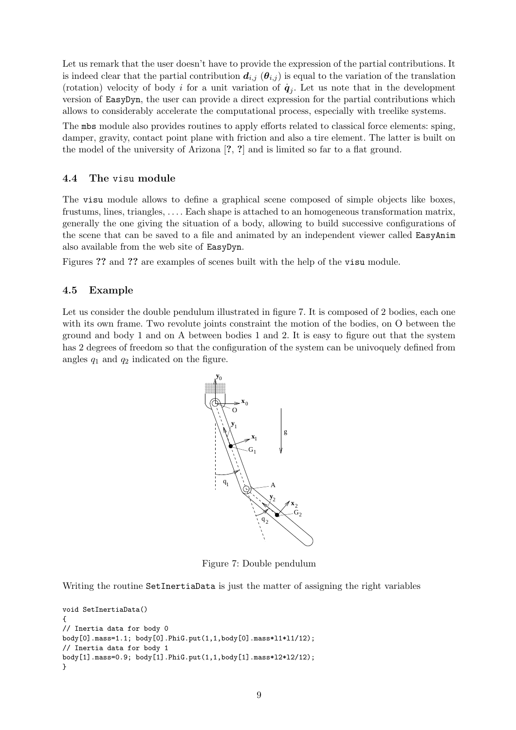Let us remark that the user doesn't have to provide the expression of the partial contributions. It is indeed clear that the partial contribution $\boldsymbol{d}_{i,j}$ ($\boldsymbol{\theta}_{i,j}$) is equal to the variation of the translation (rotation) velocity of body $i$ for a unit variation of $\dot{\boldsymbol{q}}_j$. Let us note that in the development version of `EasyDyn`, the user can provide a direct expression for the partial contributions which allows to considerably accelerate the computational process, especially with treelike systems.

The `mbs` module also provides routines to apply efforts related to classical force elements: sping, damper, gravity, contact point plane with friction and also a tire element. The latter is built on the model of the university of Arizona [?, ?] and is limited so far to a flat ground.

### 4.4 The visu module

The `visu` module allows to define a graphical scene composed of simple objects like boxes, frustums, lines, triangles, .... Each shape is attached to an homogeneous transformation matrix, generally the one giving the situation of a body, allowing to build successive configurations of the scene that can be saved to a file and animated by an independent viewer called `EasyAnim` also available from the web site of `EasyDyn`.

Figures ?? and ?? are examples of scenes built with the help of the `visu` module.

### 4.5 Example

Let us consider the double pendulum illustrated in figure 7. It is composed of 2 bodies, each one with its own frame. Two revolute joints constraint the motion of the bodies, on O between the ground and body 1 and on A between bodies 1 and 2. It is easy to figure out that the system has 2 degrees of freedom so that the configuration of the system can be univoquely defined from angles $q_1$ and $q_2$ indicated on the figure.

Figure 7: Double pendulum

Writing the routine `SetInertiaData` is just the matter of assigning the right variables

```
void SetInertiaData()
{
// Inertia data for body 0
body[0].mass=1.1; body[0].PhiG.put(1,1,body[0].mass*l1*l1/12);
// Inertia data for body 1
body[1].mass=0.9; body[1].PhiG.put(1,1,body[1].mass*l2*l2/12);
}
```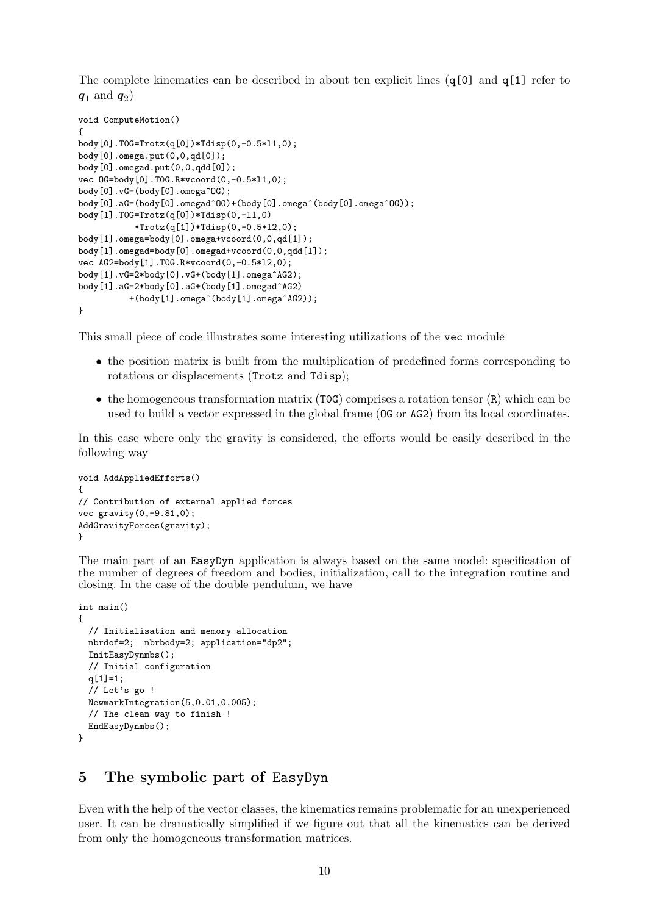The complete kinematics can be described in about ten explicit lines (`q[0]` and `q[1]` refer to $\boldsymbol{q}_1$ and $\boldsymbol{q}_2$)

```
void ComputeMotion()
{
body[0].T0G=Trotz(q[0])*Tdisp(0,-0.5*l1,0);
body[0].omega.put(0,0,qd[0]);
body[0].omegad.put(0,0,qdd[0]);
vec OG=body[0].T0G.R*vcoord(0,-0.5*l1,0);
body[0].vG=(body[0].omega^OG);
body[0].aG=(body[0].omegad^OG)+(body[0].omega^(body[0].omega^OG));
body[1].T0G=Trotz(q[0])*Tdisp(0,-l1,0)
          *Trotz(q[1])*Tdisp(0,-0.5*l2,0);
body[1].omega=body[0].omega+vcoord(0,0,qd[1]);
body[1].omegad=body[0].omegad+vcoord(0,0,qdd[1]);
vec AG2=body[1].T0G.R*vcoord(0,-0.5*l2,0);
body[1].vG=2*body[0].vG+(body[1].omega^AG2);
body[1].aG=2*body[0].aG+(body[1].omegad^AG2)
         +(body[1].omega^(body[1].omega^AG2));
}
```

This small piece of code illustrates some interesting utilizations of the `vec` module

- the position matrix is built from the multiplication of predefined forms corresponding to rotations or displacements (`Trotz` and `Tdisp`);
- the homogeneous transformation matrix (`T0G`) comprises a rotation tensor (`R`) which can be used to build a vector expressed in the global frame (`OG` or `AG2`) from its local coordinates.

In this case where only the gravity is considered, the efforts would be easily described in the following way

```
void AddAppliedEfforts()
{
// Contribution of external applied forces
vec gravity(0,-9.81,0);
AddGravityForces(gravity);
}
```

The main part of an `EasyDyn` application is always based on the same model: specification of the number of degrees of freedom and bodies, initialization, call to the integration routine and closing. In the case of the double pendulum, we have

```
int main()
{
  // Initialisation and memory allocation
  nbrdof=2;  nbrbody=2; application="dp2";
  InitEasyDynmbs();
  // Initial configuration
  q[1]=1;
  // Let's go !
  NewmarkIntegration(5,0.01,0.005);
  // The clean way to finish !
  EndEasyDynmbs();
}
```

## 5 The symbolic part of EasyDyn

Even with the help of the vector classes, the kinematics remains problematic for an unexperienced user. It can be dramatically simplified if we figure out that all the kinematics can be derived from only the homogeneous transformation matrices.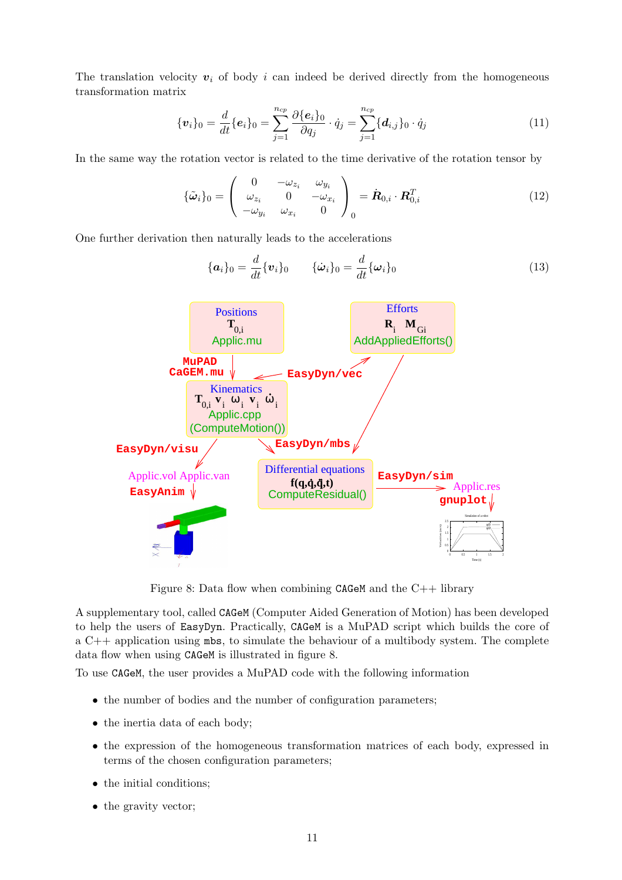The translation velocity $\boldsymbol{v}_i$ of body $i$ can indeed be derived directly from the homogeneous transformation matrix

$$\{\boldsymbol{v}_i\}_0 = \frac{d}{dt}\{\boldsymbol{e}_i\}_0 = \sum_{j=1}^{n_{cp}} \frac{\partial \{\boldsymbol{e}_i\}_0}{\partial q_j} \cdot \dot{q}_j = \sum_{j=1}^{n_{cp}} \{\boldsymbol{d}_{i,j}\}_0 \cdot \dot{q}_j \tag{11}$$

In the same way the rotation vector is related to the time derivative of the rotation tensor by

$$\{\tilde{\boldsymbol{\omega}}_i\}_0 = \begin{pmatrix} 0 & -\omega_{z_i} & \omega_{y_i} \\ \omega_{z_i} & 0 & -\omega_{x_i} \\ -\omega_{y_i} & \omega_{x_i} & 0 \end{pmatrix}_0 = \dot{\boldsymbol{R}}_{0,i} \cdot \boldsymbol{R}_{0,i}^T \tag{12}$$

One further derivation then naturally leads to the accelerations

$$\{\boldsymbol{a}_i\}_0 = \frac{d}{dt}\{\boldsymbol{v}_i\}_0 \qquad \{\dot{\boldsymbol{\omega}}_i\}_0 = \frac{d}{dt}\{\boldsymbol{\omega}_i\}_0 \tag{13}$$

Figure 8: Data flow when combining CAGeM and the C++ library

A supplementary tool, called CAGeM (Computer Aided Generation of Motion) has been developed to help the users of EasyDyn. Practically, CAGeM is a MuPAD script which builds the core of a C++ application using mbs, to simulate the behaviour of a multibody system. The complete data flow when using CAGeM is illustrated in figure 8.

To use CAGeM, the user provides a MuPAD code with the following information

- the number of bodies and the number of configuration parameters;
- the inertia data of each body;
- the expression of the homogeneous transformation matrices of each body, expressed in terms of the chosen configuration parameters;
- the initial conditions;
- the gravity vector;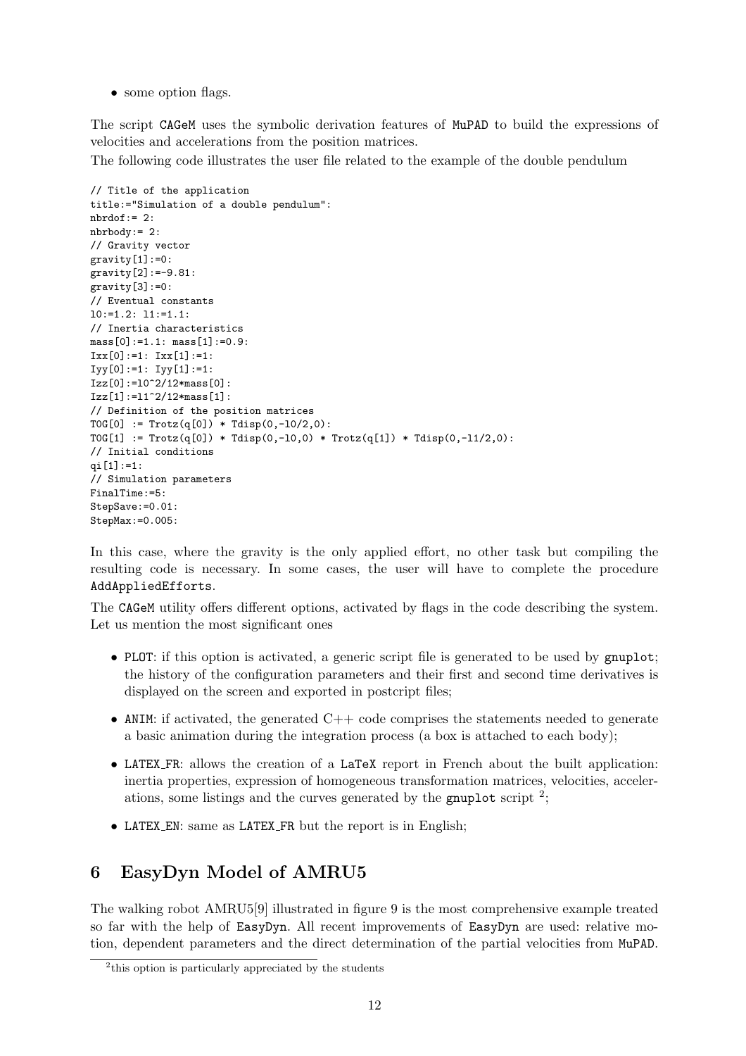- some option flags.

The script CAGeM uses the symbolic derivation features of MuPAD to build the expressions of velocities and accelerations from the position matrices.

The following code illustrates the user file related to the example of the double pendulum

```
// Title of the application
title:="Simulation of a double pendulum":
nbrdof:= 2:
nbrbody:= 2:
// Gravity vector
gravity[1]:=0:
gravity[2]:=-9.81:
gravity[3]:=0:
// Eventual constants
l0:=1.2: l1:=1.1:
// Inertia characteristics
mass[0]:=1.1: mass[1]:=0.9:
Ixx[0]:=1: Ixx[1]:=1:
Iyy[0]:=1: Iyy[1]:=1:
Izz[0]:=l0^2/12*mass[0]:
Izz[1]:=l1^2/12*mass[1]:
// Definition of the position matrices
TOG[0] := Trotz(q[0]) * Tdisp(0,-l0/2,0):
TOG[1] := Trotz(q[0]) * Tdisp(0,-l0,0) * Trotz(q[1]) * Tdisp(0,-l1/2,0):
// Initial conditions
qi[1]:=1:
// Simulation parameters
FinalTime:=5:
StepSave:=0.01:
StepMax:=0.005:
```

In this case, where the gravity is the only applied effort, no other task but compiling the resulting code is necessary. In some cases, the user will have to complete the procedure AddAppliedEfforts.

The CAGeM utility offers different options, activated by flags in the code describing the system. Let us mention the most significant ones

- PLOT: if this option is activated, a generic script file is generated to be used by gnuplot; the history of the configuration parameters and their first and second time derivatives is displayed on the screen and exported in postcript files;
- ANIM: if activated, the generated C++ code comprises the statements needed to generate a basic animation during the integration process (a box is attached to each body);
- LATEX_FR: allows the creation of a LaTeX report in French about the built application: inertia properties, expression of homogeneous transformation matrices, velocities, accelerations, some listings and the curves generated by the gnuplot script [2];
- LATEX_EN: same as LATEX_FR but the report is in English;

## 6 EasyDyn Model of AMRU5

The walking robot AMRU5[9] illustrated in figure 9 is the most comprehensive example treated so far with the help of EasyDyn. All recent improvements of EasyDyn are used: relative motion, dependent parameters and the direct determination of the partial velocities from MuPAD.

[2] this option is particularly appreciated by the students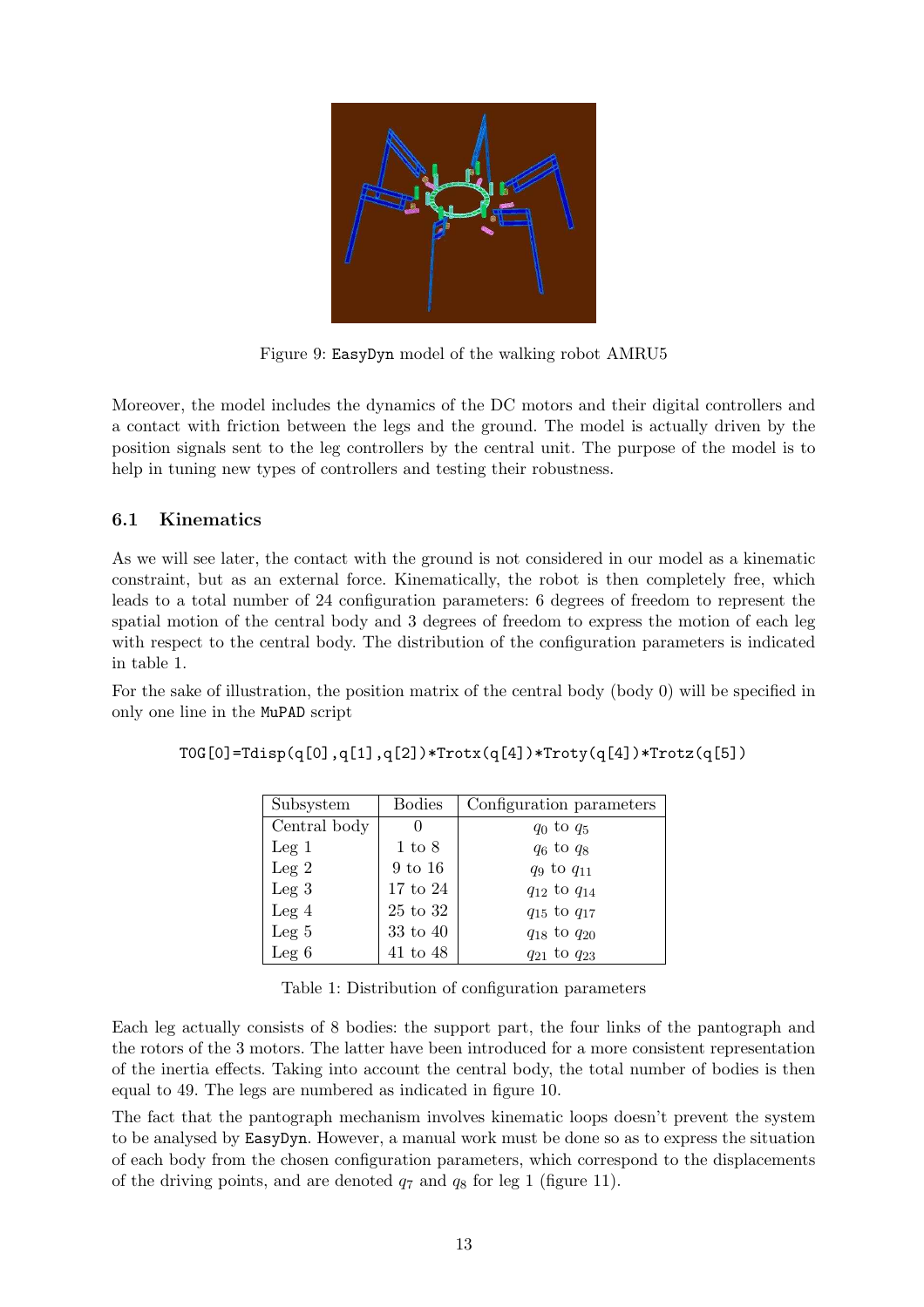Figure 9: EasyDyn model of the walking robot AMRU5

Moreover, the model includes the dynamics of the DC motors and their digital controllers and a contact with friction between the legs and the ground. The model is actually driven by the position signals sent to the leg controllers by the central unit. The purpose of the model is to help in tuning new types of controllers and testing their robustness.

### 6.1 Kinematics

As we will see later, the contact with the ground is not considered in our model as a kinematic constraint, but as an external force. Kinematically, the robot is then completely free, which leads to a total number of 24 configuration parameters: 6 degrees of freedom to represent the spatial motion of the central body and 3 degrees of freedom to express the motion of each leg with respect to the central body. The distribution of the configuration parameters is indicated in table 1.

For the sake of illustration, the position matrix of the central body (body 0) will be specified in only one line in the MuPAD script

```
T0G[0]=Tdisp(q[0],q[1],q[2])*Trotx(q[4])*Troty(q[4])*Trotz(q[5])
```

| Subsystem | Bodies | Configuration parameters |
|---|---|---|
| Central body | 0 | $q_0$ to $q_5$ |
| Leg 1 | 1 to 8 | $q_6$ to $q_8$ |
| Leg 2 | 9 to 16 | $q_9$ to $q_{11}$ |
| Leg 3 | 17 to 24 | $q_{12}$ to $q_{14}$ |
| Leg 4 | 25 to 32 | $q_{15}$ to $q_{17}$ |
| Leg 5 | 33 to 40 | $q_{18}$ to $q_{20}$ |
| Leg 6 | 41 to 48 | $q_{21}$ to $q_{23}$ |

Table 1: Distribution of configuration parameters

Each leg actually consists of 8 bodies: the support part, the four links of the pantograph and the rotors of the 3 motors. The latter have been introduced for a more consistent representation of the inertia effects. Taking into account the central body, the total number of bodies is then equal to 49. The legs are numbered as indicated in figure 10.

The fact that the pantograph mechanism involves kinematic loops doesn't prevent the system to be analysed by EasyDyn. However, a manual work must be done so as to express the situation of each body from the chosen configuration parameters, which correspond to the displacements of the driving points, and are denoted $q_7$ and $q_8$ for leg 1 (figure 11).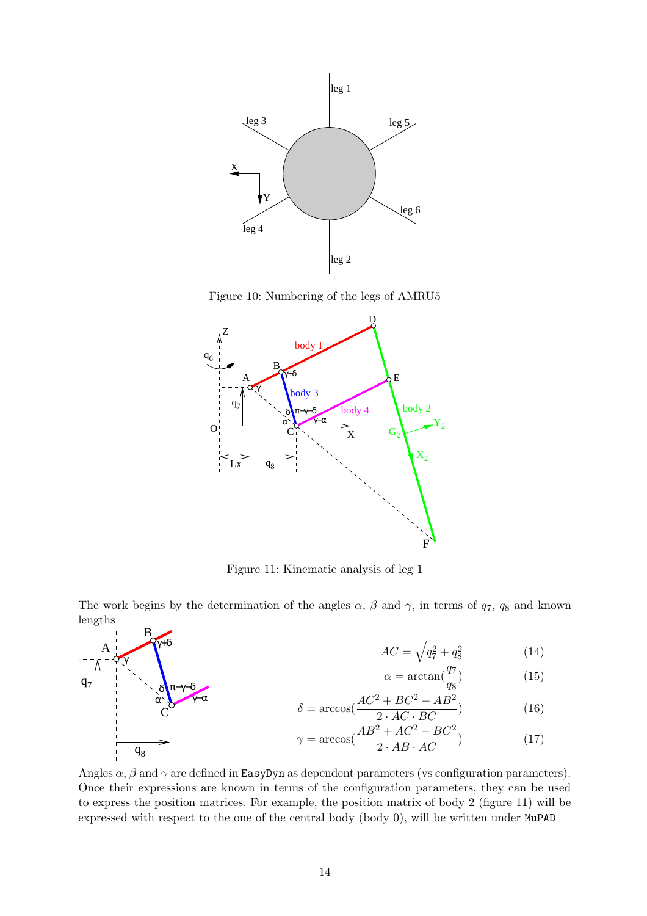Figure 10: Numbering of the legs of AMRU5

Figure 11: Kinematic analysis of leg 1

The work begins by the determination of the angles $\alpha$, $\beta$ and $\gamma$, in terms of $q_7$, $q_8$ and known lengths

$$AC = \sqrt{q_7^2 + q_8^2} \tag{14}$$

$$\alpha = \arctan(\frac{q_7}{q_8}) \tag{15}$$

$$\delta = \arccos(\frac{AC^2 + BC^2 - AB^2}{2 \cdot AC \cdot BC}) \tag{16}$$

$$\gamma = \arccos(\frac{AB^2 + AC^2 - BC^2}{2 \cdot AB \cdot AC}) \tag{17}$$

Angles $\alpha$, $\beta$ and $\gamma$ are defined in `EasyDyn` as dependent parameters (vs configuration parameters). Once their expressions are known in terms of the configuration parameters, they can be used to express the position matrices. For example, the position matrix of body 2 (figure 11) will be expressed with respect to the one of the central body (body 0), will be written under `MuPAD`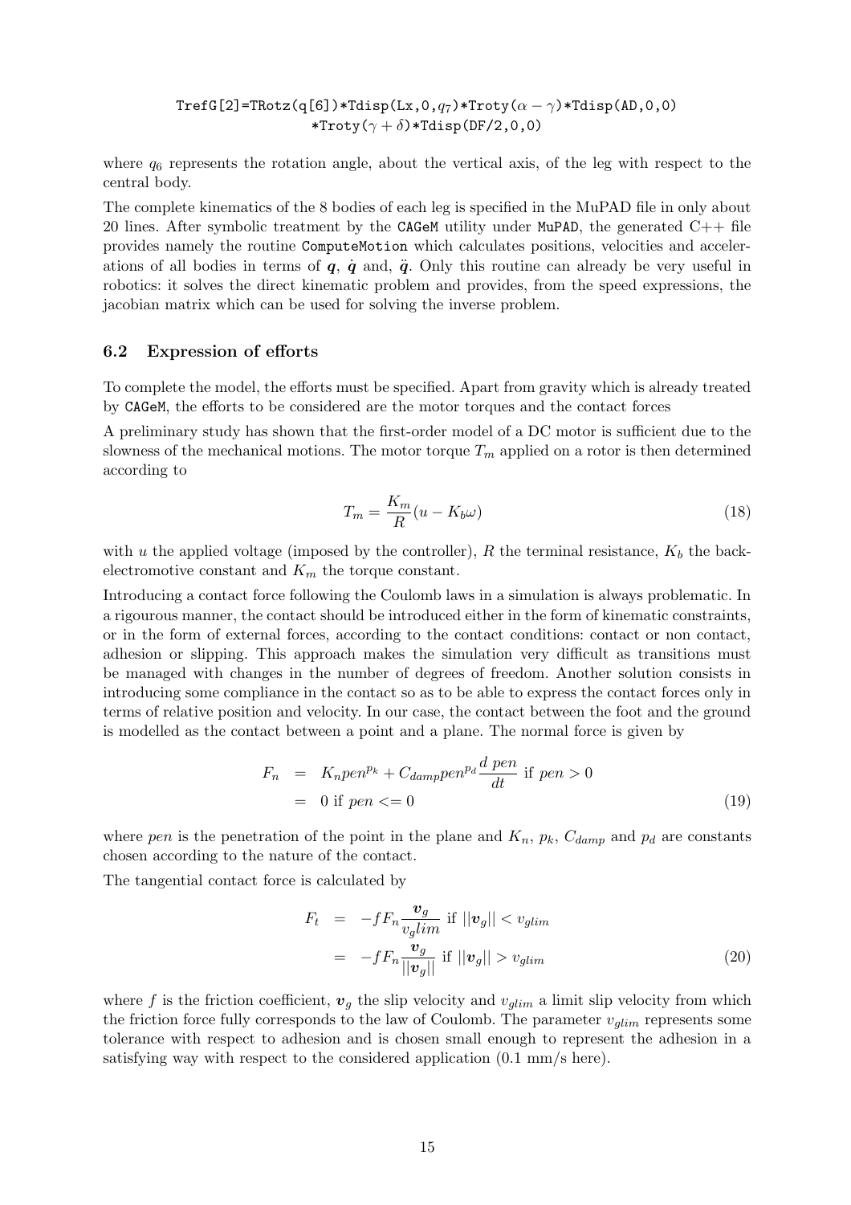```
TrefG[2]=TRotz(q[6])*Tdisp(Lx,0,q7)*Troty(α − γ)*Tdisp(AD,0,0)
        *Troty(γ + δ)*Tdisp(DF/2,0,0)
```

where $q_6$ represents the rotation angle, about the vertical axis, of the leg with respect to the central body.

The complete kinematics of the 8 bodies of each leg is specified in the MuPAD file in only about 20 lines. After symbolic treatment by the CAGeM utility under MuPAD, the generated C++ file provides namely the routine ComputeMotion which calculates positions, velocities and accelerations of all bodies in terms of $\boldsymbol{q}$, $\dot{\boldsymbol{q}}$ and, $\ddot{\boldsymbol{q}}$. Only this routine can already be very useful in robotics: it solves the direct kinematic problem and provides, from the speed expressions, the jacobian matrix which can be used for solving the inverse problem.

### 6.2 Expression of efforts

To complete the model, the efforts must be specified. Apart from gravity which is already treated by CAGeM, the efforts to be considered are the motor torques and the contact forces

A preliminary study has shown that the first-order model of a DC motor is sufficient due to the slowness of the mechanical motions. The motor torque $T_m$ applied on a rotor is then determined according to

$$T_m = \frac{K_m}{R}(u - K_b \omega) \tag{18}$$

with $u$ the applied voltage (imposed by the controller), $R$ the terminal resistance, $K_b$ the back-electromotive constant and $K_m$ the torque constant.

Introducing a contact force following the Coulomb laws in a simulation is always problematic. In a rigourous manner, the contact should be introduced either in the form of kinematic constraints, or in the form of external forces, according to the contact conditions: contact or non contact, adhesion or slipping. This approach makes the simulation very difficult as transitions must be managed with changes in the number of degrees of freedom. Another solution consists in introducing some compliance in the contact so as to be able to express the contact forces only in terms of relative position and velocity. In our case, the contact between the foot and the ground is modelled as the contact between a point and a plane. The normal force is given by

$$\begin{aligned} F_n &= K_n pen^{p_k} + C_{damp} pen^{p_d} \frac{d\ pen}{dt} \text{ if } pen > 0 \\ &= 0 \text{ if } pen <= 0 \end{aligned} \tag{19}$$

where $pen$ is the penetration of the point in the plane and $K_n$, $p_k$, $C_{damp}$ and $p_d$ are constants chosen according to the nature of the contact.

The tangential contact force is calculated by

$$\begin{aligned} F_t &= -f F_n \frac{\boldsymbol{v}_g}{v_g lim} \text{ if } ||\boldsymbol{v}_g|| < v_{glim} \\ &= -f F_n \frac{\boldsymbol{v}_g}{||\boldsymbol{v}_g||} \text{ if } ||\boldsymbol{v}_g|| > v_{glim} \end{aligned} \tag{20}$$

where $f$ is the friction coefficient, $\boldsymbol{v}_g$ the slip velocity and $v_{glim}$ a limit slip velocity from which the friction force fully corresponds to the law of Coulomb. The parameter $v_{glim}$ represents some tolerance with respect to adhesion and is chosen small enough to represent the adhesion in a satisfying way with respect to the considered application (0.1 mm/s here).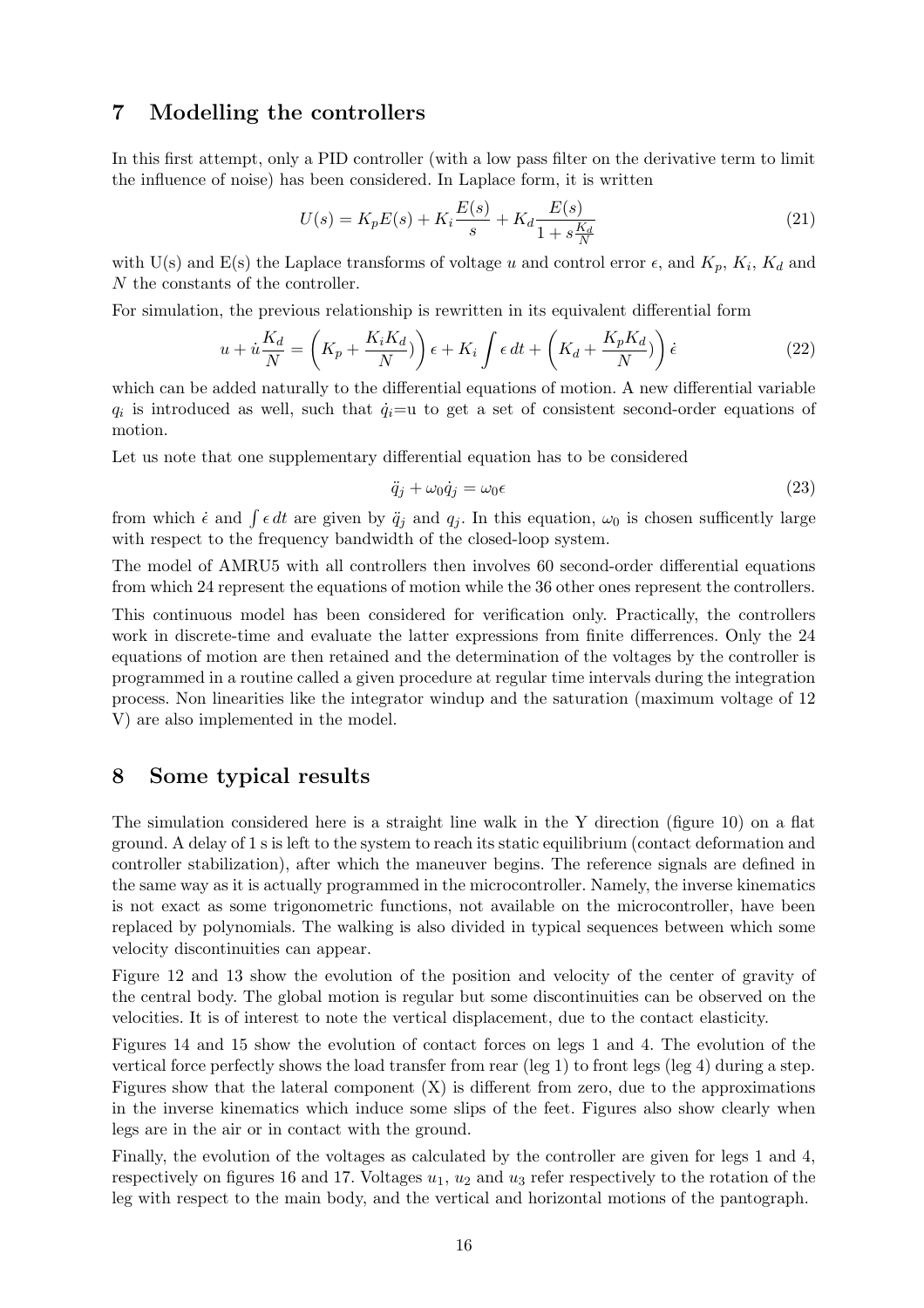## 7 Modelling the controllers

In this first attempt, only a PID controller (with a low pass filter on the derivative term to limit the influence of noise) has been considered. In Laplace form, it is written

$$U(s) = K_p E(s) + K_i \frac{E(s)}{s} + K_d \frac{E(s)}{1 + s\frac{K_d}{N}} \tag{21}$$

with U(s) and E(s) the Laplace transforms of voltage $u$ and control error $\epsilon$, and $K_p$, $K_i$, $K_d$ and $N$ the constants of the controller.

For simulation, the previous relationship is rewritten in its equivalent differential form

$$u + \dot{u}\frac{K_d}{N} = \left(K_p + \frac{K_i K_d}{N})\right)\epsilon + K_i \int \epsilon \, dt + \left(K_d + \frac{K_p K_d}{N})\right)\dot{\epsilon} \tag{22}$$

which can be added naturally to the differential equations of motion. A new differential variable $q_i$ is introduced as well, such that $\dot{q}_i$=u to get a set of consistent second-order equations of motion.

Let us note that one supplementary differential equation has to be considered

$$\ddot{q}_j + \omega_0 \dot{q}_j = \omega_0 \epsilon \tag{23}$$

from which $\dot{\epsilon}$ and $\int \epsilon \, dt$ are given by $\ddot{q}_j$ and $q_j$. In this equation, $\omega_0$ is chosen sufficently large with respect to the frequency bandwidth of the closed-loop system.

The model of AMRU5 with all controllers then involves 60 second-order differential equations from which 24 represent the equations of motion while the 36 other ones represent the controllers.

This continuous model has been considered for verification only. Practically, the controllers work in discrete-time and evaluate the latter expressions from finite differences. Only the 24 equations of motion are then retained and the determination of the voltages by the controller is programmed in a routine called a given procedure at regular time intervals during the integration process. Non linearities like the integrator windup and the saturation (maximum voltage of 12 V) are also implemented in the model.

## 8 Some typical results

The simulation considered here is a straight line walk in the Y direction (figure 10) on a flat ground. A delay of 1 s is left to the system to reach its static equilibrium (contact deformation and controller stabilization), after which the maneuver begins. The reference signals are defined in the same way as it is actually programmed in the microcontroller. Namely, the inverse kinematics is not exact as some trigonometric functions, not available on the microcontroller, have been replaced by polynomials. The walking is also divided in typical sequences between which some velocity discontinuities can appear.

Figure 12 and 13 show the evolution of the position and velocity of the center of gravity of the central body. The global motion is regular but some discontinuities can be observed on the velocities. It is of interest to note the vertical displacement, due to the contact elasticity.

Figures 14 and 15 show the evolution of contact forces on legs 1 and 4. The evolution of the vertical force perfectly shows the load transfer from rear (leg 1) to front legs (leg 4) during a step. Figures show that the lateral component (X) is different from zero, due to the approximations in the inverse kinematics which induce some slips of the feet. Figures also show clearly when legs are in the air or in contact with the ground.

Finally, the evolution of the voltages as calculated by the controller are given for legs 1 and 4, respectively on figures 16 and 17. Voltages $u_1$, $u_2$ and $u_3$ refer respectively to the rotation of the leg with respect to the main body, and the vertical and horizontal motions of the pantograph.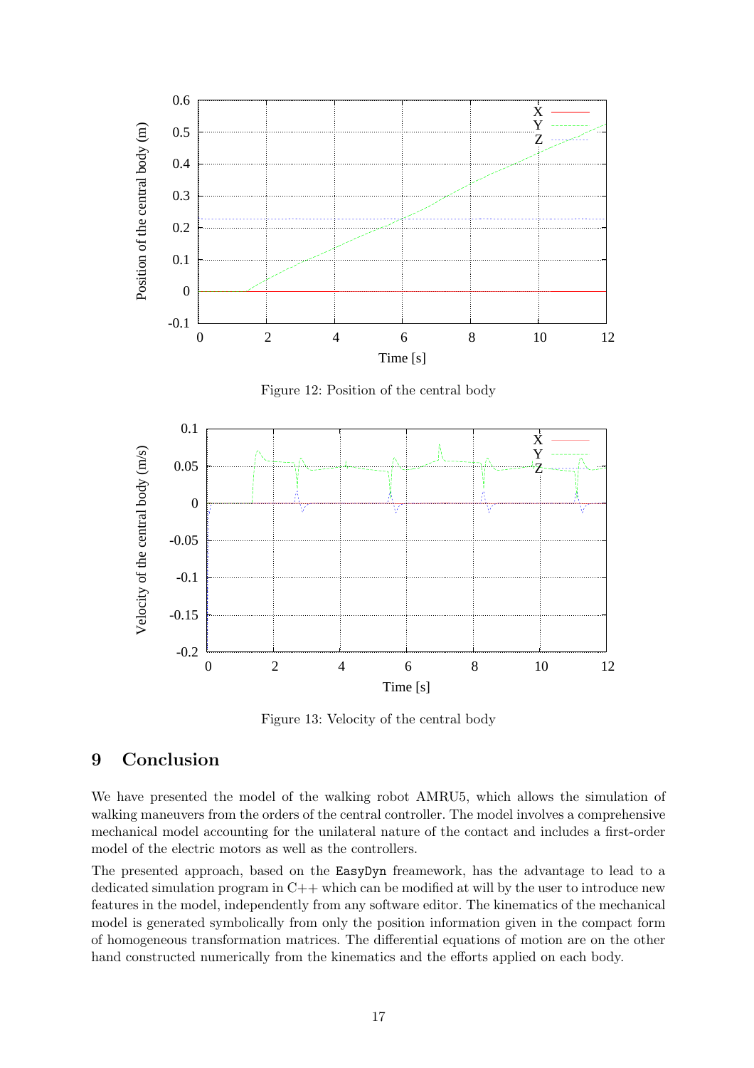Figure 12: Position of the central body

Figure 13: Velocity of the central body

## 9 Conclusion

We have presented the model of the walking robot AMRU5, which allows the simulation of walking maneuvers from the orders of the central controller. The model involves a comprehensive mechanical model accounting for the unilateral nature of the contact and includes a first-order model of the electric motors as well as the controllers.

The presented approach, based on the `EasyDyn` freamework, has the advantage to lead to a dedicated simulation program in C++ which can be modified at will by the user to introduce new features in the model, independently from any software editor. The kinematics of the mechanical model is generated symbolically from only the position information given in the compact form of homogeneous transformation matrices. The differential equations of motion are on the other hand constructed numerically from the kinematics and the efforts applied on each body.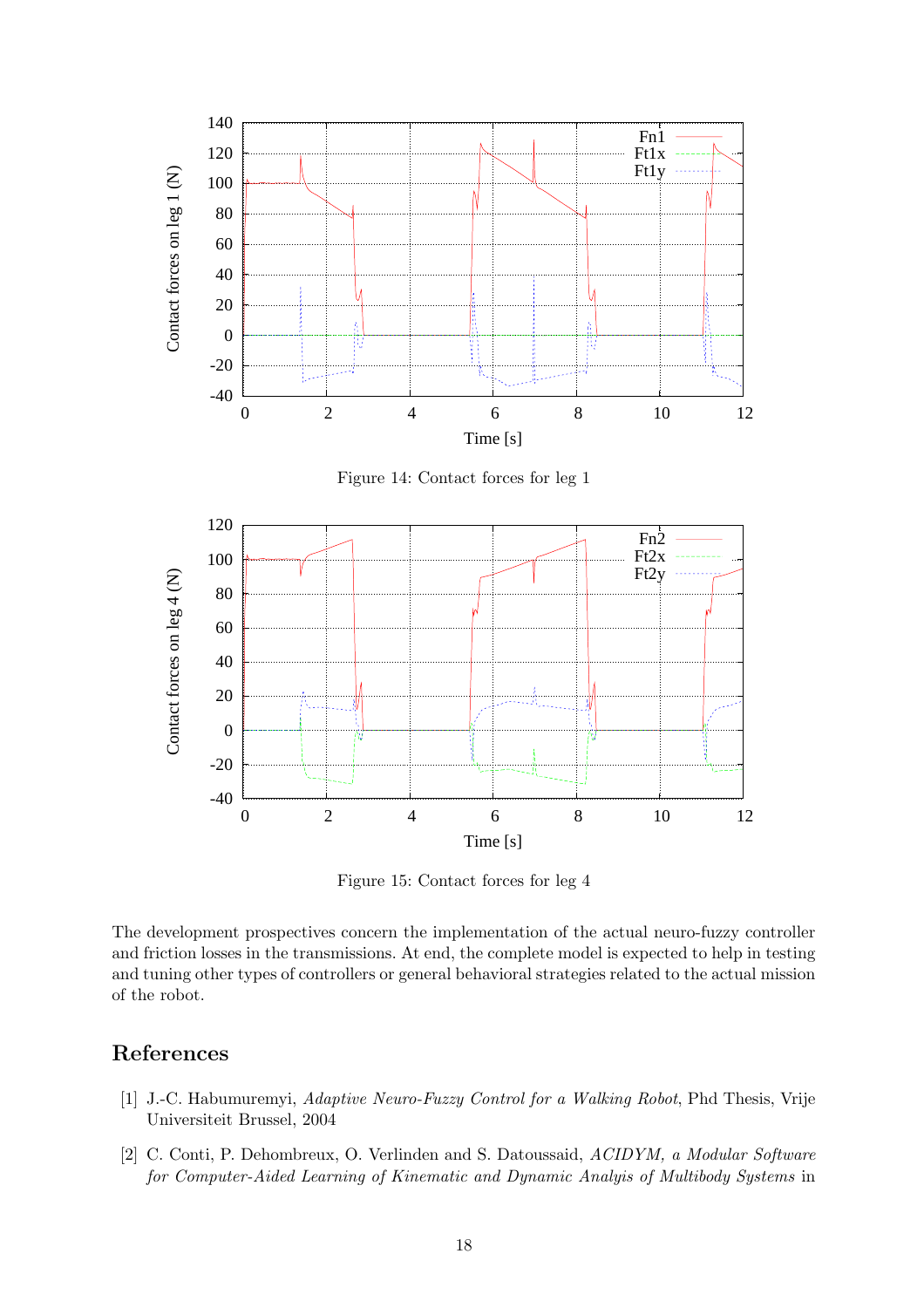Figure 14: Contact forces for leg 1

Figure 15: Contact forces for leg 4

The development prospectives concern the implementation of the actual neuro-fuzzy controller and friction losses in the transmissions. At end, the complete model is expected to help in testing and tuning other types of controllers or general behavioral strategies related to the actual mission of the robot.

## References

[1] J.-C. Habumuremyi, *Adaptive Neuro-Fuzzy Control for a Walking Robot*, Phd Thesis, Vrije Universiteit Brussel, 2004

[2] C. Conti, P. Dehombreux, O. Verlinden and S. Datoussaid, *ACIDYM, a Modular Software for Computer-Aided Learning of Kinematic and Dynamic Analyis of Multibody Systems* in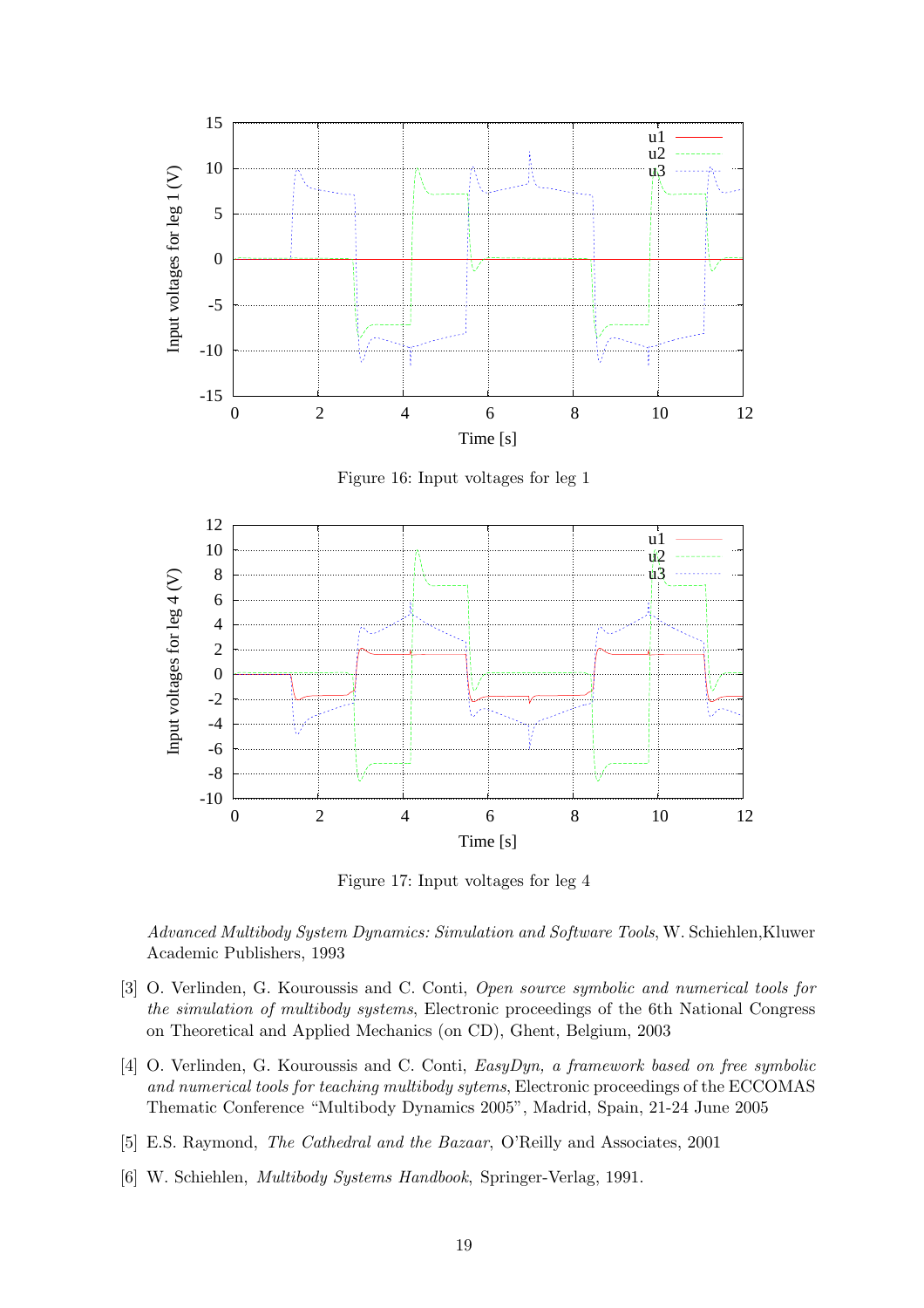Figure 16: Input voltages for leg 1

Figure 17: Input voltages for leg 4

*Advanced Multibody System Dynamics: Simulation and Software Tools*, W. Schiehlen,Kluwer Academic Publishers, 1993

[3] O. Verlinden, G. Kouroussis and C. Conti, *Open source symbolic and numerical tools for the simulation of multibody systems*, Electronic proceedings of the 6th National Congress on Theoretical and Applied Mechanics (on CD), Ghent, Belgium, 2003

[4] O. Verlinden, G. Kouroussis and C. Conti, *EasyDyn, a framework based on free symbolic and numerical tools for teaching multibody sytems*, Electronic proceedings of the ECCOMAS Thematic Conference "Multibody Dynamics 2005", Madrid, Spain, 21-24 June 2005

[5] E.S. Raymond, *The Cathedral and the Bazaar*, O'Reilly and Associates, 2001

[6] W. Schiehlen, *Multibody Systems Handbook*, Springer-Verlag, 1991.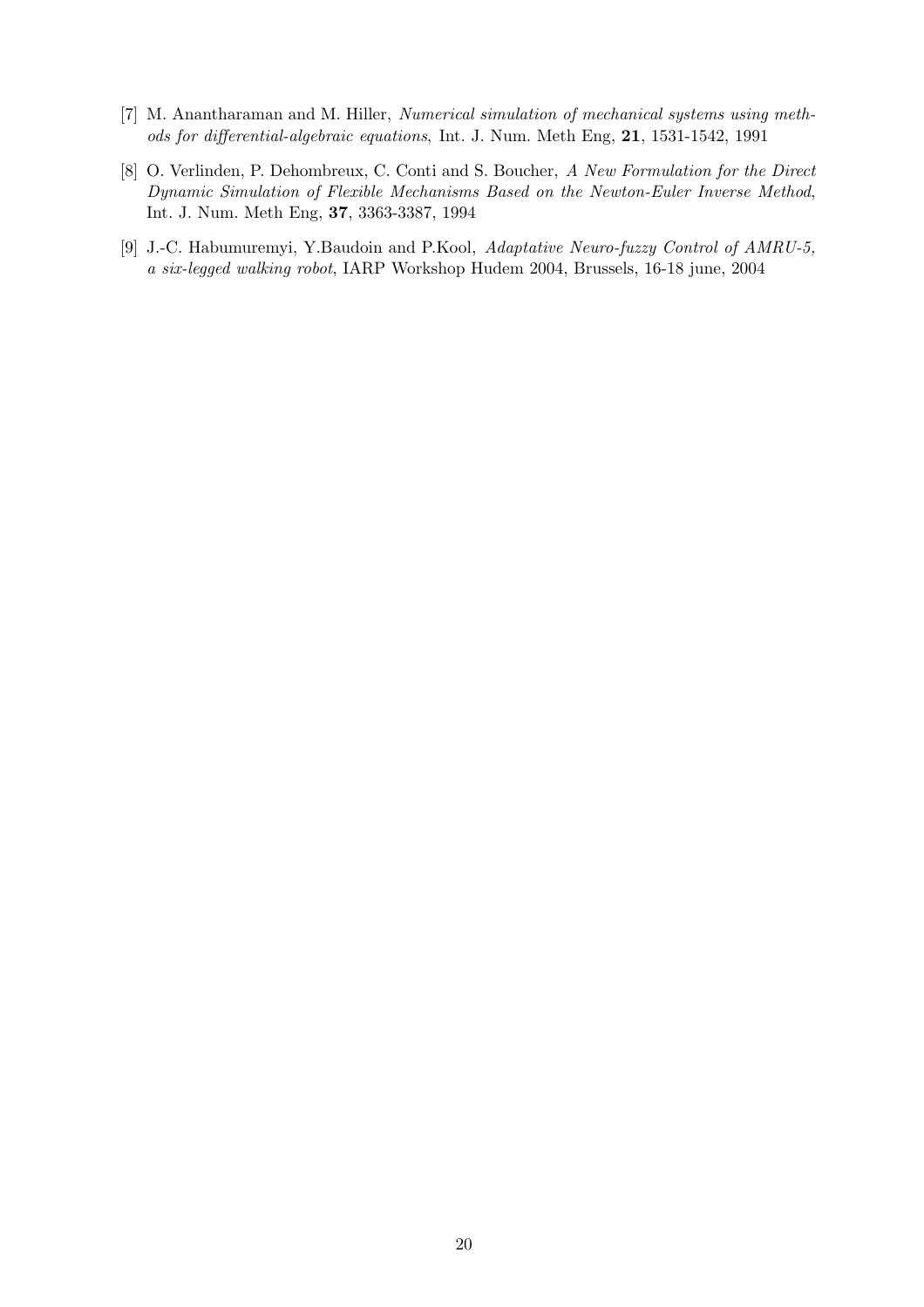[7] M. Anantharaman and M. Hiller, *Numerical simulation of mechanical systems using methods for differential-algebraic equations*, Int. J. Num. Meth Eng, **21**, 1531-1542, 1991

[8] O. Verlinden, P. Dehombreux, C. Conti and S. Boucher, *A New Formulation for the Direct Dynamic Simulation of Flexible Mechanisms Based on the Newton-Euler Inverse Method*, Int. J. Num. Meth Eng, **37**, 3363-3387, 1994

[9] J.-C. Habumuremyi, Y.Baudoin and P.Kool, *Adaptative Neuro-fuzzy Control of AMRU-5, a six-legged walking robot*, IARP Workshop Hudem 2004, Brussels, 16-18 june, 2004